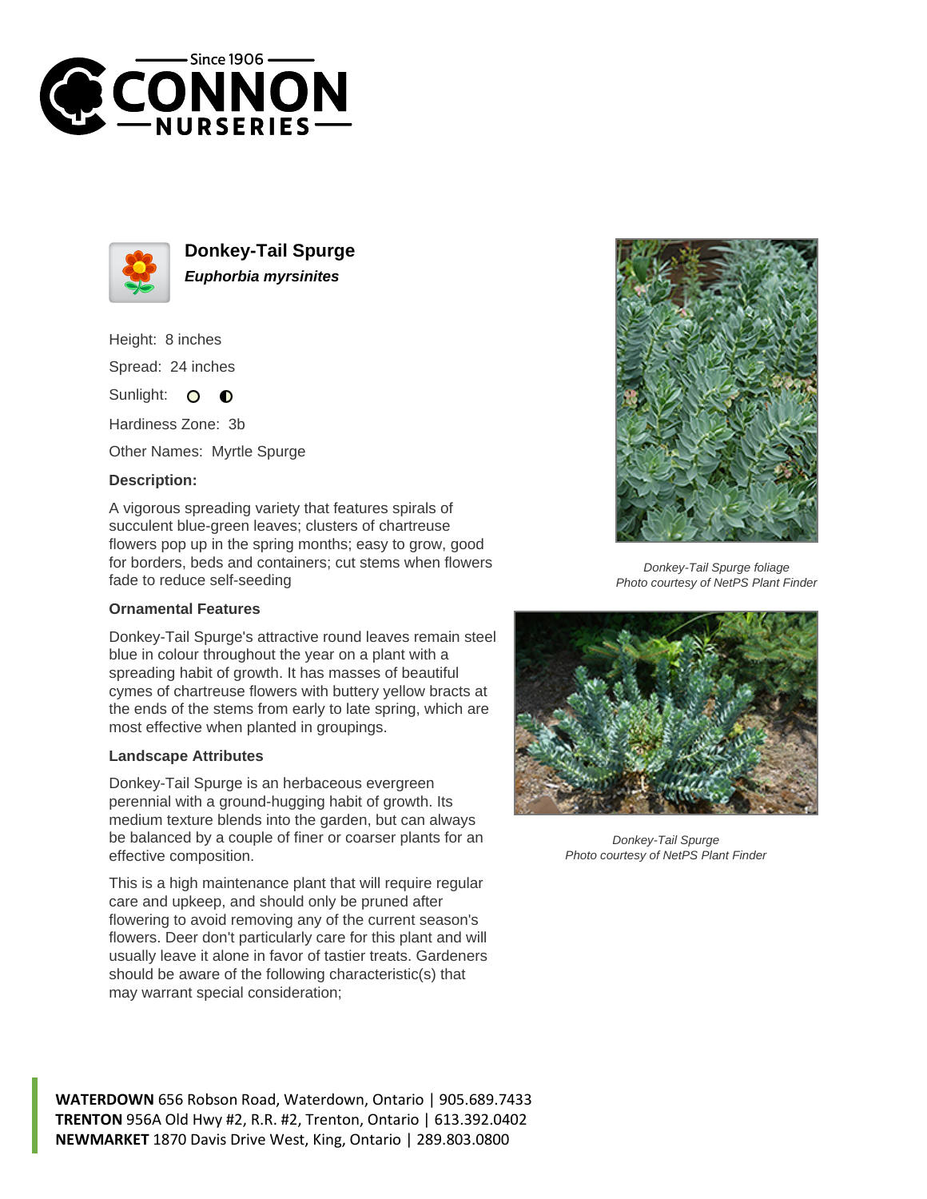# Donkey-Tail Spurge

***Euphorbia myrsinites***

Height: 8 inches

Spread: 24 inches

Sunlight:

Hardiness Zone: 3b

Other Names: Myrtle Spurge

**Description:**

A vigorous spreading variety that features spirals of succulent blue-green leaves; clusters of chartreuse flowers pop up in the spring months; easy to grow, good for borders, beds and containers; cut stems when flowers fade to reduce self-seeding

### Ornamental Features

Donkey-Tail Spurge's attractive round leaves remain steel blue in colour throughout the year on a plant with a spreading habit of growth. It has masses of beautiful cymes of chartreuse flowers with buttery yellow bracts at the ends of the stems from early to late spring, which are most effective when planted in groupings.

### Landscape Attributes

Donkey-Tail Spurge is an herbaceous evergreen perennial with a ground-hugging habit of growth. Its medium texture blends into the garden, but can always be balanced by a couple of finer or coarser plants for an effective composition.

This is a high maintenance plant that will require regular care and upkeep, and should only be pruned after flowering to avoid removing any of the current season's flowers. Deer don't particularly care for this plant and will usually leave it alone in favor of tastier treats. Gardeners should be aware of the following characteristic(s) that may warrant special consideration;

*Donkey-Tail Spurge foliage*
*Photo courtesy of NetPS Plant Finder*

*Donkey-Tail Spurge*
*Photo courtesy of NetPS Plant Finder*

**WATERDOWN** 656 Robson Road, Waterdown, Ontario | 905.689.7433
**TRENTON** 956A Old Hwy #2, R.R. #2, Trenton, Ontario | 613.392.0402
**NEWMARKET** 1870 Davis Drive West, King, Ontario | 289.803.0800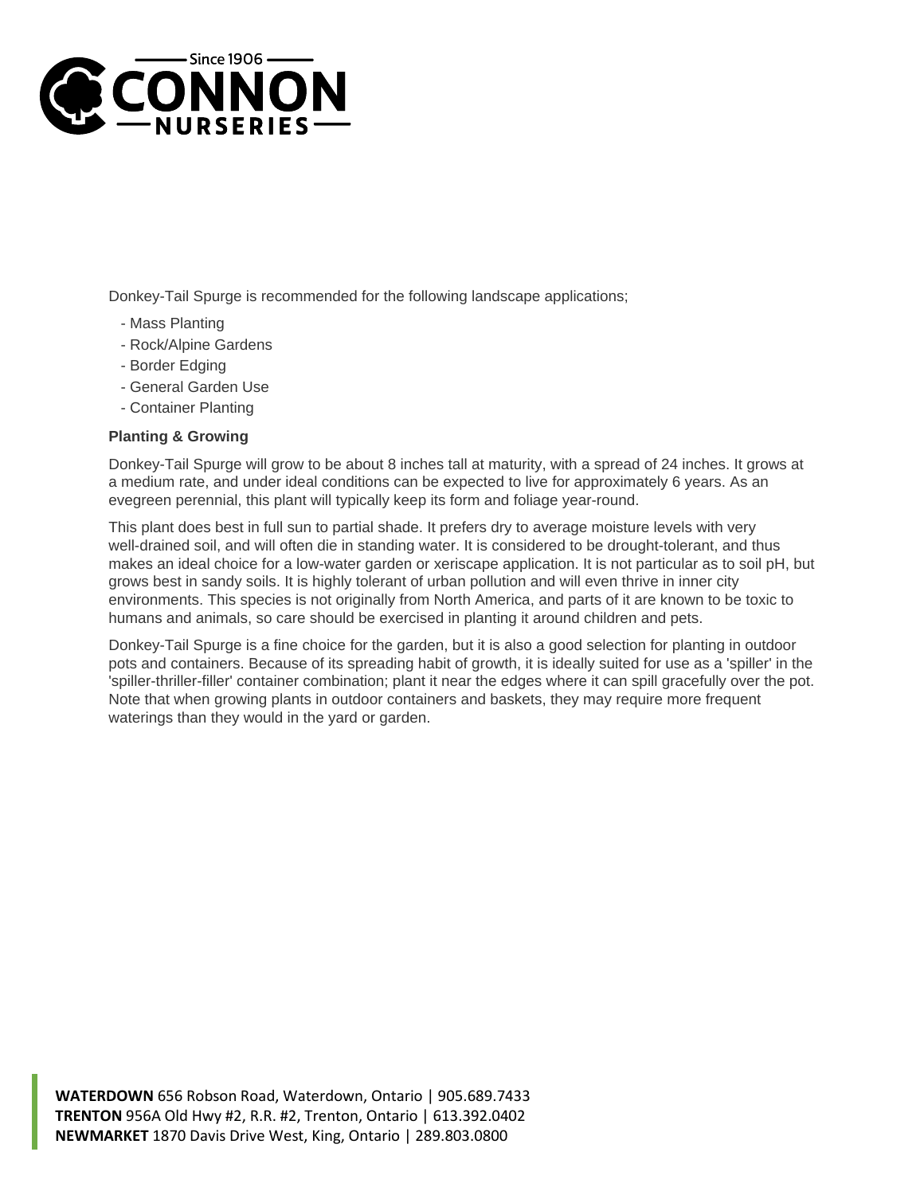Donkey-Tail Spurge is recommended for the following landscape applications;

- Mass Planting
- Rock/Alpine Gardens
- Border Edging
- General Garden Use
- Container Planting

**Planting & Growing**

Donkey-Tail Spurge will grow to be about 8 inches tall at maturity, with a spread of 24 inches. It grows at a medium rate, and under ideal conditions can be expected to live for approximately 6 years. As an evegreen perennial, this plant will typically keep its form and foliage year-round.

This plant does best in full sun to partial shade. It prefers dry to average moisture levels with very well-drained soil, and will often die in standing water. It is considered to be drought-tolerant, and thus makes an ideal choice for a low-water garden or xeriscape application. It is not particular as to soil pH, but grows best in sandy soils. It is highly tolerant of urban pollution and will even thrive in inner city environments. This species is not originally from North America, and parts of it are known to be toxic to humans and animals, so care should be exercised in planting it around children and pets.

Donkey-Tail Spurge is a fine choice for the garden, but it is also a good selection for planting in outdoor pots and containers. Because of its spreading habit of growth, it is ideally suited for use as a 'spiller' in the 'spiller-thriller-filler' container combination; plant it near the edges where it can spill gracefully over the pot. Note that when growing plants in outdoor containers and baskets, they may require more frequent waterings than they would in the yard or garden.